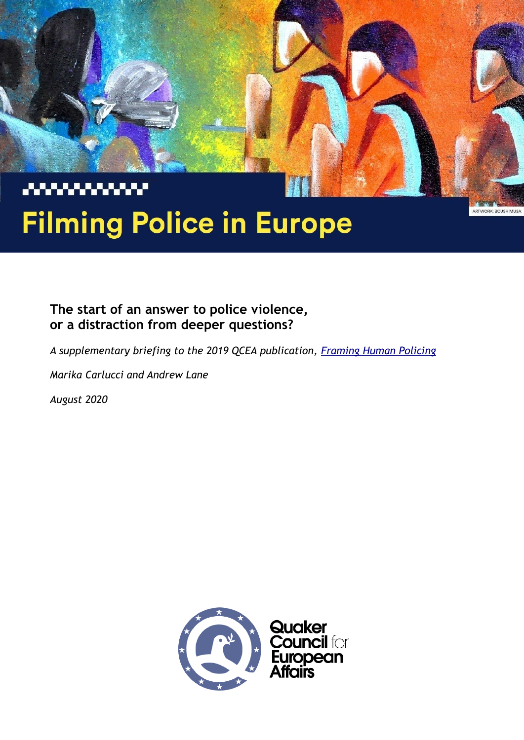ARTWORK: BOUSH MUSA

# Filming Police in Europe

**The start of an answer to police violence, or a distraction from deeper questions?**

*A supplementary briefing to the 2019 QCEA publication, Framing Human Policing*

*Marika Carlucci and Andrew Lane*

*August 2020*

Quaker Council for European Affairs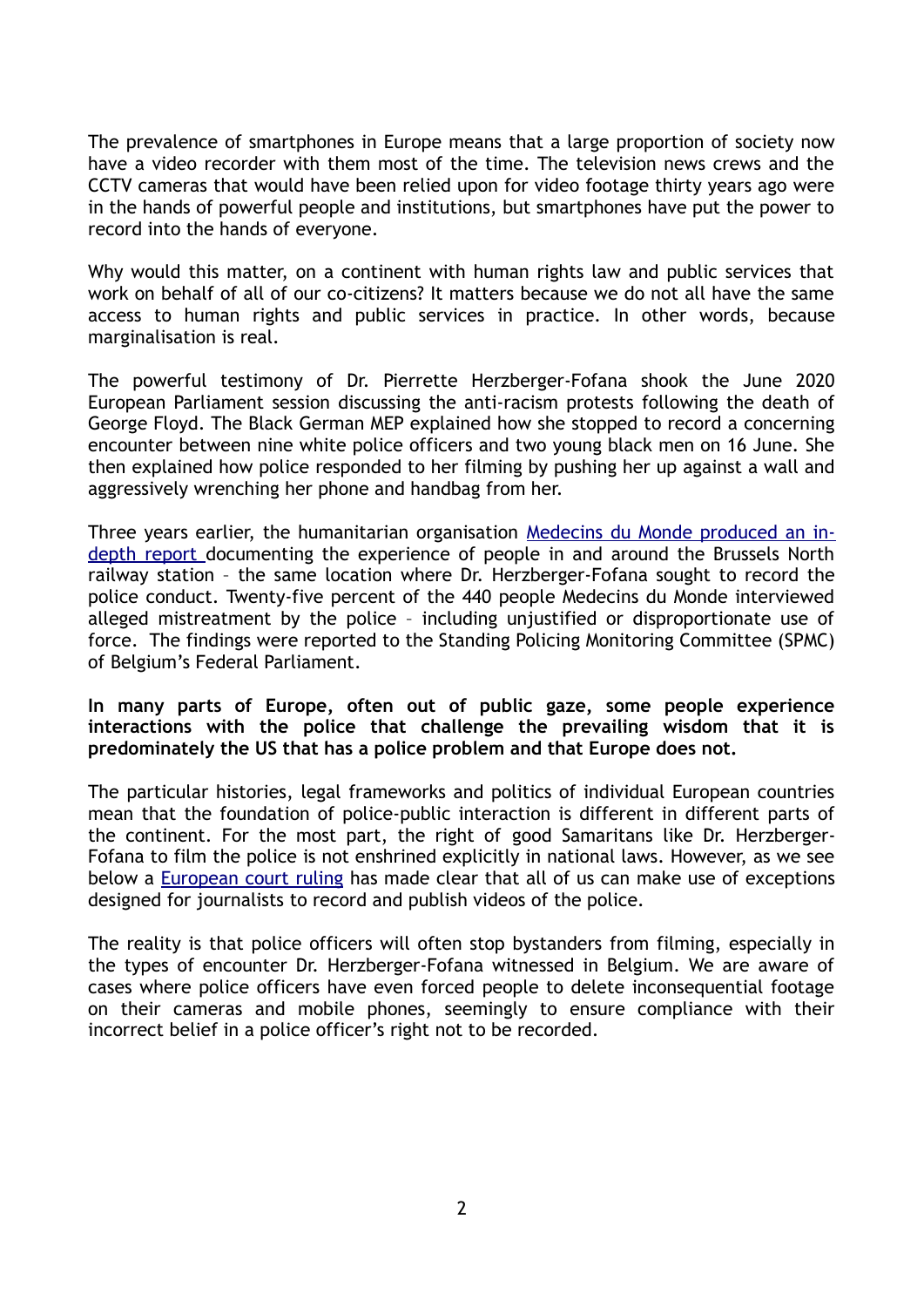The prevalence of smartphones in Europe means that a large proportion of society now have a video recorder with them most of the time. The television news crews and the CCTV cameras that would have been relied upon for video footage thirty years ago were in the hands of powerful people and institutions, but smartphones have put the power to record into the hands of everyone.

Why would this matter, on a continent with human rights law and public services that work on behalf of all of our co-citizens? It matters because we do not all have the same access to human rights and public services in practice. In other words, because marginalisation is real.

The powerful testimony of Dr. Pierrette Herzberger-Fofana shook the June 2020 European Parliament session discussing the anti-racism protests following the death of George Floyd. The Black German MEP explained how she stopped to record a concerning encounter between nine white police officers and two young black men on 16 June. She then explained how police responded to her filming by pushing her up against a wall and aggressively wrenching her phone and handbag from her.

Three years earlier, the humanitarian organisation [Medecins du Monde produced an in-depth report](#) documenting the experience of people in and around the Brussels North railway station – the same location where Dr. Herzberger-Fofana sought to record the police conduct. Twenty-five percent of the 440 people Medecins du Monde interviewed alleged mistreatment by the police – including unjustified or disproportionate use of force. The findings were reported to the Standing Policing Monitoring Committee (SPMC) of Belgium's Federal Parliament.

**In many parts of Europe, often out of public gaze, some people experience interactions with the police that challenge the prevailing wisdom that it is predominately the US that has a police problem and that Europe does not.**

The particular histories, legal frameworks and politics of individual European countries mean that the foundation of police-public interaction is different in different parts of the continent. For the most part, the right of good Samaritans like Dr. Herzberger-Fofana to film the police is not enshrined explicitly in national laws. However, as we see below a [European court ruling](#) has made clear that all of us can make use of exceptions designed for journalists to record and publish videos of the police.

The reality is that police officers will often stop bystanders from filming, especially in the types of encounter Dr. Herzberger-Fofana witnessed in Belgium. We are aware of cases where police officers have even forced people to delete inconsequential footage on their cameras and mobile phones, seemingly to ensure compliance with their incorrect belief in a police officer's right not to be recorded.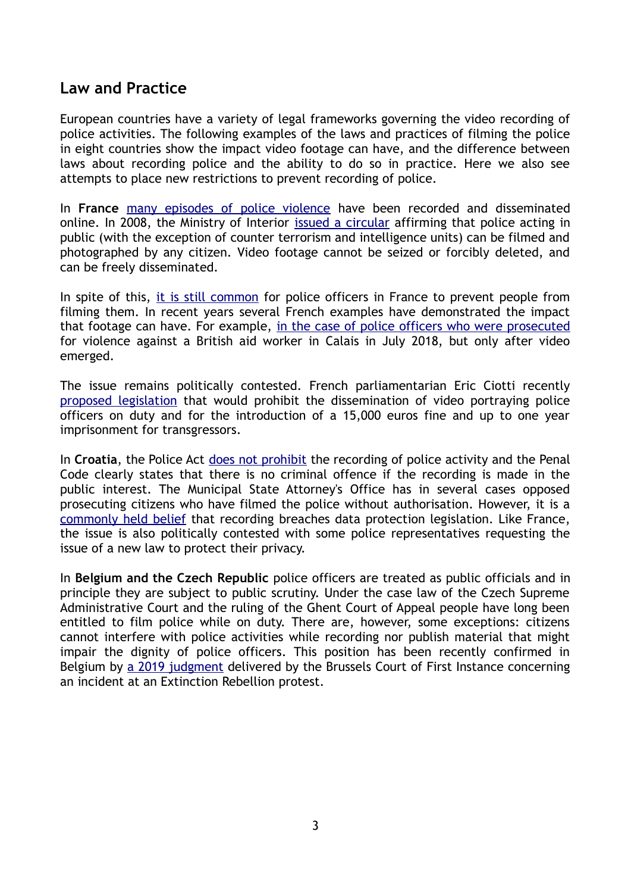## Law and Practice

European countries have a variety of legal frameworks governing the video recording of police activities. The following examples of the laws and practices of filming the police in eight countries show the impact video footage can have, and the difference between laws about recording police and the ability to do so in practice. Here we also see attempts to place new restrictions to prevent recording of police.

In **France** many episodes of police violence have been recorded and disseminated online. In 2008, the Ministry of Interior issued a circular affirming that police acting in public (with the exception of counter terrorism and intelligence units) can be filmed and photographed by any citizen. Video footage cannot be seized or forcibly deleted, and can be freely disseminated.

In spite of this, it is still common for police officers in France to prevent people from filming them. In recent years several French examples have demonstrated the impact that footage can have. For example, in the case of police officers who were prosecuted for violence against a British aid worker in Calais in July 2018, but only after video emerged.

The issue remains politically contested. French parliamentarian Eric Ciotti recently proposed legislation that would prohibit the dissemination of video portraying police officers on duty and for the introduction of a 15,000 euros fine and up to one year imprisonment for transgressors.

In **Croatia**, the Police Act does not prohibit the recording of police activity and the Penal Code clearly states that there is no criminal offence if the recording is made in the public interest. The Municipal State Attorney's Office has in several cases opposed prosecuting citizens who have filmed the police without authorisation. However, it is a commonly held belief that recording breaches data protection legislation. Like France, the issue is also politically contested with some police representatives requesting the issue of a new law to protect their privacy.

In **Belgium and the Czech Republic** police officers are treated as public officials and in principle they are subject to public scrutiny. Under the case law of the Czech Supreme Administrative Court and the ruling of the Ghent Court of Appeal people have long been entitled to film police while on duty. There are, however, some exceptions: citizens cannot interfere with police activities while recording nor publish material that might impair the dignity of police officers. This position has been recently confirmed in Belgium by a 2019 judgment delivered by the Brussels Court of First Instance concerning an incident at an Extinction Rebellion protest.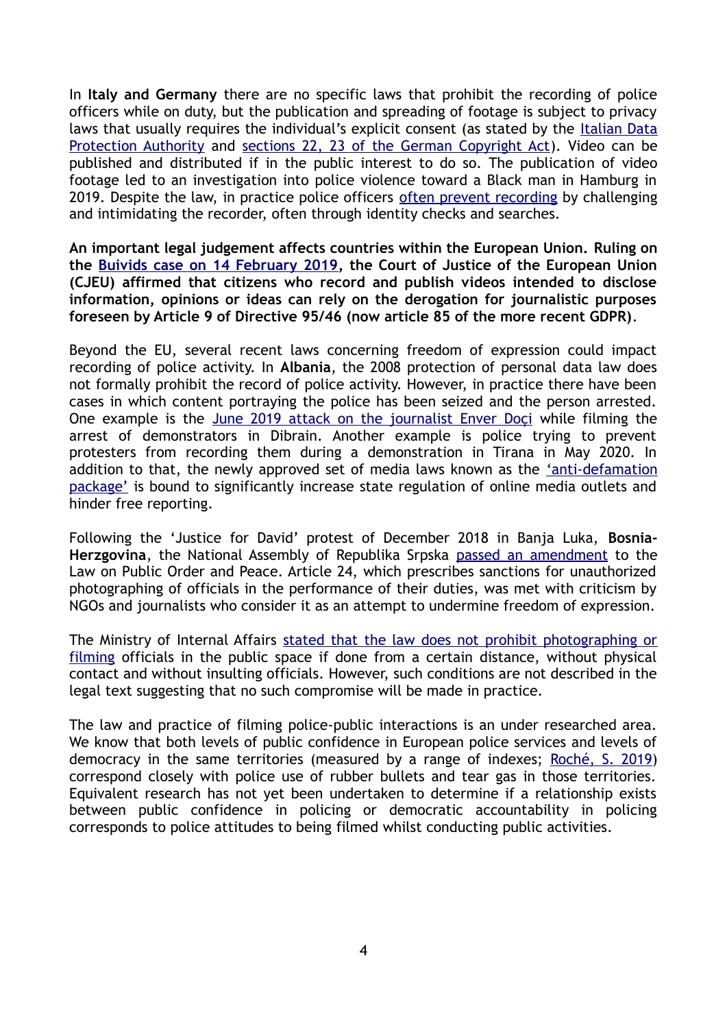In **Italy and Germany** there are no specific laws that prohibit the recording of police officers while on duty, but the publication and spreading of footage is subject to privacy laws that usually requires the individual's explicit consent (as stated by the Italian Data Protection Authority and sections 22, 23 of the German Copyright Act). Video can be published and distributed if in the public interest to do so. The publication of video footage led to an investigation into police violence toward a Black man in Hamburg in 2019. Despite the law, in practice police officers often prevent recording by challenging and intimidating the recorder, often through identity checks and searches.

**An important legal judgement affects countries within the European Union. Ruling on the Buivids case on 14 February 2019, the Court of Justice of the European Union (CJEU) affirmed that citizens who record and publish videos intended to disclose information, opinions or ideas can rely on the derogation for journalistic purposes foreseen by Article 9 of Directive 95/46 (now article 85 of the more recent GDPR)**.

Beyond the EU, several recent laws concerning freedom of expression could impact recording of police activity. In **Albania**, the 2008 protection of personal data law does not formally prohibit the record of police activity. However, in practice there have been cases in which content portraying the police has been seized and the person arrested. One example is the June 2019 attack on the journalist Enver Doçi while filming the arrest of demonstrators in Dibrain. Another example is police trying to prevent protesters from recording them during a demonstration in Tirana in May 2020. In addition to that, the newly approved set of media laws known as the 'anti-defamation package' is bound to significantly increase state regulation of online media outlets and hinder free reporting.

Following the 'Justice for David' protest of December 2018 in Banja Luka, **Bosnia-Herzgovina**, the National Assembly of Republika Srpska passed an amendment to the Law on Public Order and Peace. Article 24, which prescribes sanctions for unauthorized photographing of officials in the performance of their duties, was met with criticism by NGOs and journalists who consider it as an attempt to undermine freedom of expression.

The Ministry of Internal Affairs stated that the law does not prohibit photographing or filming officials in the public space if done from a certain distance, without physical contact and without insulting officials. However, such conditions are not described in the legal text suggesting that no such compromise will be made in practice.

The law and practice of filming police-public interactions is an under researched area. We know that both levels of public confidence in European police services and levels of democracy in the same territories (measured by a range of indexes; Roché, S. 2019) correspond closely with police use of rubber bullets and tear gas in those territories. Equivalent research has not yet been undertaken to determine if a relationship exists between public confidence in policing or democratic accountability in policing corresponds to police attitudes to being filmed whilst conducting public activities.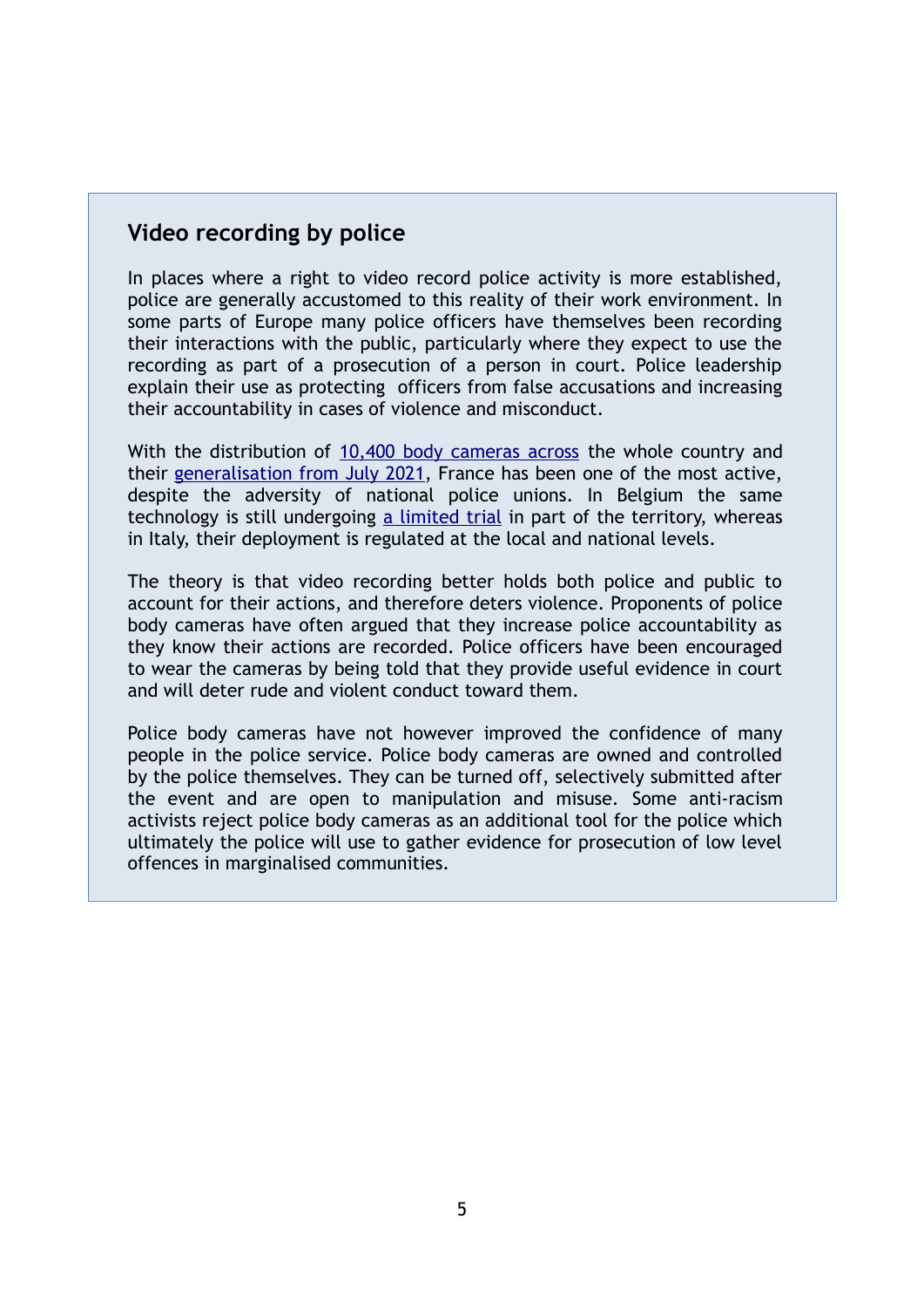## Video recording by police

In places where a right to video record police activity is more established, police are generally accustomed to this reality of their work environment. In some parts of Europe many police officers have themselves been recording their interactions with the public, particularly where they expect to use the recording as part of a prosecution of a person in court. Police leadership explain their use as protecting officers from false accusations and increasing their accountability in cases of violence and misconduct.

With the distribution of 10,400 body cameras across the whole country and their generalisation from July 2021, France has been one of the most active, despite the adversity of national police unions. In Belgium the same technology is still undergoing a limited trial in part of the territory, whereas in Italy, their deployment is regulated at the local and national levels.

The theory is that video recording better holds both police and public to account for their actions, and therefore deters violence. Proponents of police body cameras have often argued that they increase police accountability as they know their actions are recorded. Police officers have been encouraged to wear the cameras by being told that they provide useful evidence in court and will deter rude and violent conduct toward them.

Police body cameras have not however improved the confidence of many people in the police service. Police body cameras are owned and controlled by the police themselves. They can be turned off, selectively submitted after the event and are open to manipulation and misuse. Some anti-racism activists reject police body cameras as an additional tool for the police which ultimately the police will use to gather evidence for prosecution of low level offences in marginalised communities.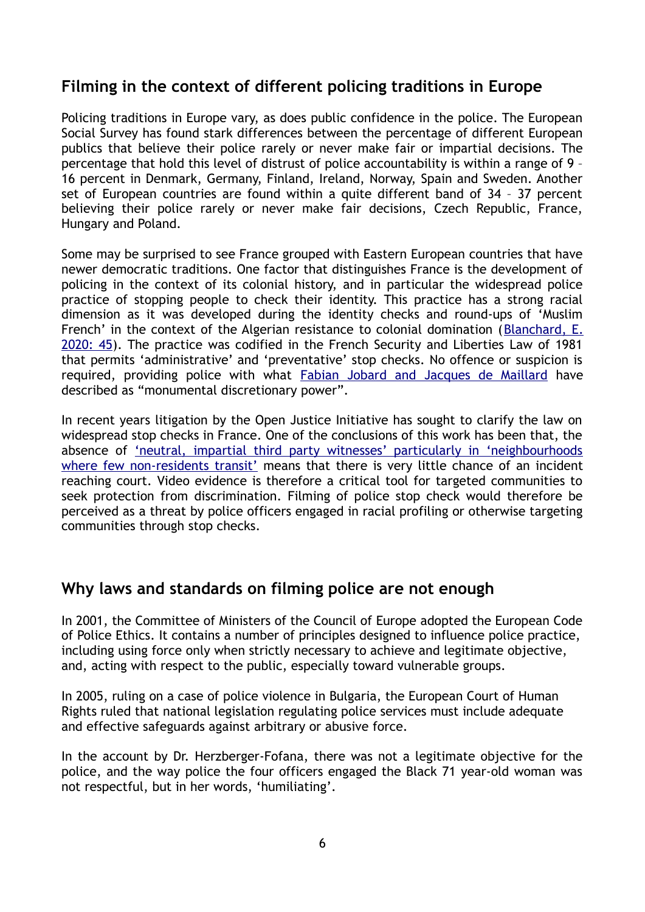## Filming in the context of different policing traditions in Europe

Policing traditions in Europe vary, as does public confidence in the police. The European Social Survey has found stark differences between the percentage of different European publics that believe their police rarely or never make fair or impartial decisions. The percentage that hold this level of distrust of police accountability is within a range of 9 – 16 percent in Denmark, Germany, Finland, Ireland, Norway, Spain and Sweden. Another set of European countries are found within a quite different band of 34 – 37 percent believing their police rarely or never make fair decisions, Czech Republic, France, Hungary and Poland.

Some may be surprised to see France grouped with Eastern European countries that have newer democratic traditions. One factor that distinguishes France is the development of policing in the context of its colonial history, and in particular the widespread police practice of stopping people to check their identity. This practice has a strong racial dimension as it was developed during the identity checks and round-ups of 'Muslim French' in the context of the Algerian resistance to colonial domination (Blanchard, E. 2020: 45). The practice was codified in the French Security and Liberties Law of 1981 that permits 'administrative' and 'preventative' stop checks. No offence or suspicion is required, providing police with what Fabian Jobard and Jacques de Maillard have described as "monumental discretionary power".

In recent years litigation by the Open Justice Initiative has sought to clarify the law on widespread stop checks in France. One of the conclusions of this work has been that, the absence of 'neutral, impartial third party witnesses' particularly in 'neighbourhoods where few non-residents transit' means that there is very little chance of an incident reaching court. Video evidence is therefore a critical tool for targeted communities to seek protection from discrimination. Filming of police stop check would therefore be perceived as a threat by police officers engaged in racial profiling or otherwise targeting communities through stop checks.

## Why laws and standards on filming police are not enough

In 2001, the Committee of Ministers of the Council of Europe adopted the European Code of Police Ethics. It contains a number of principles designed to influence police practice, including using force only when strictly necessary to achieve and legitimate objective, and, acting with respect to the public, especially toward vulnerable groups.

In 2005, ruling on a case of police violence in Bulgaria, the European Court of Human Rights ruled that national legislation regulating police services must include adequate and effective safeguards against arbitrary or abusive force.

In the account by Dr. Herzberger-Fofana, there was not a legitimate objective for the police, and the way police the four officers engaged the Black 71 year-old woman was not respectful, but in her words, 'humiliating'.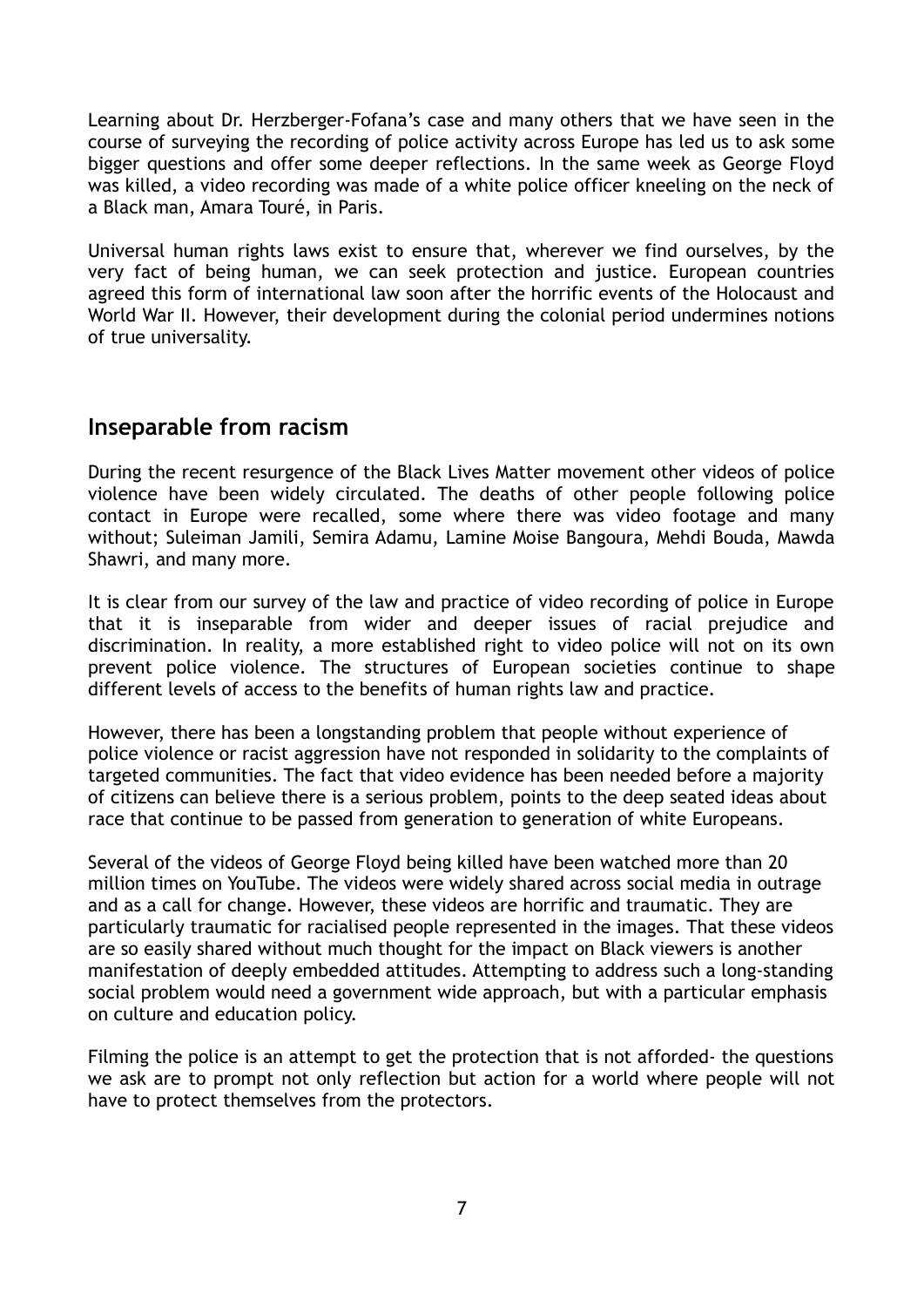Learning about Dr. Herzberger-Fofana's case and many others that we have seen in the course of surveying the recording of police activity across Europe has led us to ask some bigger questions and offer some deeper reflections. In the same week as George Floyd was killed, a video recording was made of a white police officer kneeling on the neck of a Black man, Amara Touré, in Paris.

Universal human rights laws exist to ensure that, wherever we find ourselves, by the very fact of being human, we can seek protection and justice. European countries agreed this form of international law soon after the horrific events of the Holocaust and World War II. However, their development during the colonial period undermines notions of true universality.

## Inseparable from racism

During the recent resurgence of the Black Lives Matter movement other videos of police violence have been widely circulated. The deaths of other people following police contact in Europe were recalled, some where there was video footage and many without; Suleiman Jamili, Semira Adamu, Lamine Moise Bangoura, Mehdi Bouda, Mawda Shawri, and many more.

It is clear from our survey of the law and practice of video recording of police in Europe that it is inseparable from wider and deeper issues of racial prejudice and discrimination. In reality, a more established right to video police will not on its own prevent police violence. The structures of European societies continue to shape different levels of access to the benefits of human rights law and practice.

However, there has been a longstanding problem that people without experience of police violence or racist aggression have not responded in solidarity to the complaints of targeted communities. The fact that video evidence has been needed before a majority of citizens can believe there is a serious problem, points to the deep seated ideas about race that continue to be passed from generation to generation of white Europeans.

Several of the videos of George Floyd being killed have been watched more than 20 million times on YouTube. The videos were widely shared across social media in outrage and as a call for change. However, these videos are horrific and traumatic. They are particularly traumatic for racialised people represented in the images. That these videos are so easily shared without much thought for the impact on Black viewers is another manifestation of deeply embedded attitudes. Attempting to address such a long-standing social problem would need a government wide approach, but with a particular emphasis on culture and education policy.

Filming the police is an attempt to get the protection that is not afforded- the questions we ask are to prompt not only reflection but action for a world where people will not have to protect themselves from the protectors.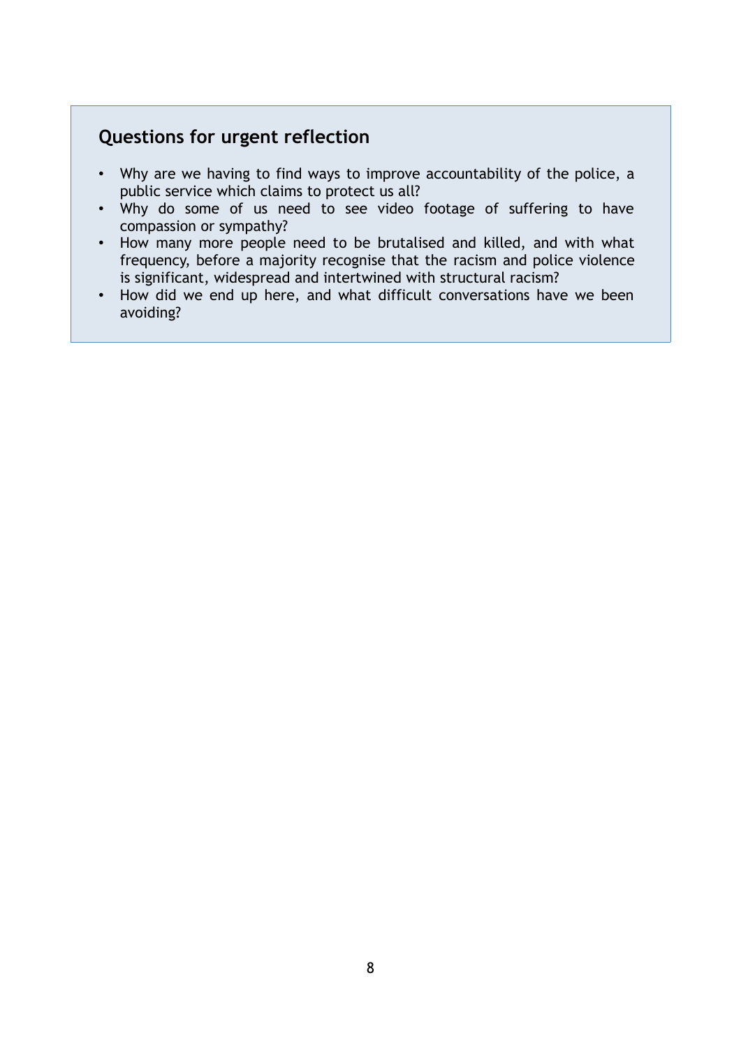## Questions for urgent reflection

- Why are we having to find ways to improve accountability of the police, a public service which claims to protect us all?
- Why do some of us need to see video footage of suffering to have compassion or sympathy?
- How many more people need to be brutalised and killed, and with what frequency, before a majority recognise that the racism and police violence is significant, widespread and intertwined with structural racism?
- How did we end up here, and what difficult conversations have we been avoiding?